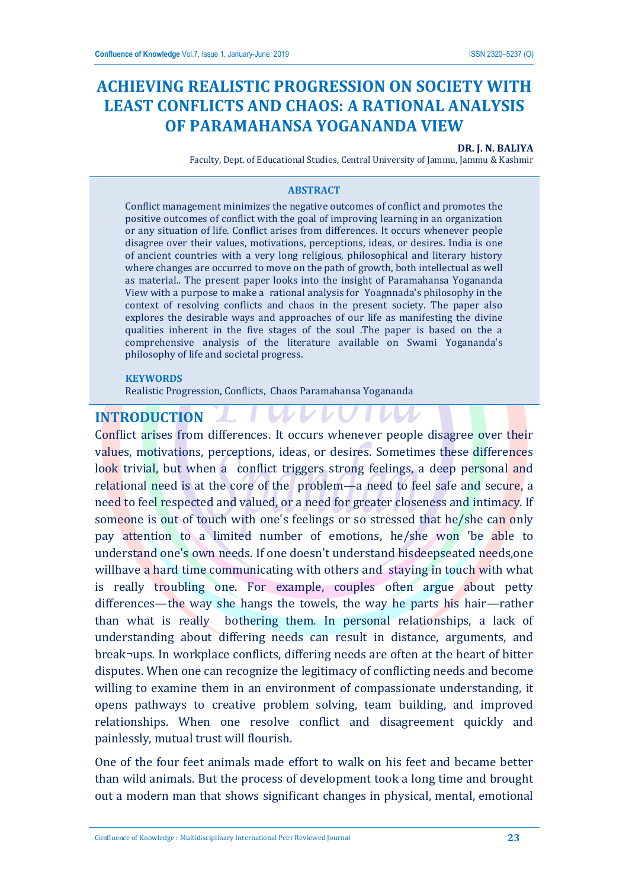# ACHIEVING REALISTIC PROGRESSION ON SOCIETY WITH LEAST CONFLICTS AND CHAOS: A RATIONAL ANALYSIS OF PARAMAHANSA YOGANANDA VIEW

**DR. J. N. BALIYA**

Faculty, Dept. of Educational Studies, Central University of Jammu, Jammu & Kashmir

## ABSTRACT

Conflict management minimizes the negative outcomes of conflict and promotes the positive outcomes of conflict with the goal of improving learning in an organization or any situation of life. Conflict arises from differences. It occurs whenever people disagree over their values, motivations, perceptions, ideas, or desires. India is one of ancient countries with a very long religious, philosophical and literary history where changes are occurred to move on the path of growth, both intellectual as well as material.. The present paper looks into the insight of Paramahansa Yogananda View with a purpose to make a rational analysis for Yoagnnada's philosophy in the context of resolving conflicts and chaos in the present society. The paper also explores the desirable ways and approaches of our life as manifesting the divine qualities inherent in the five stages of the soul .The paper is based on the a comprehensive analysis of the literature available on Swami Yogananda's philosophy of life and societal progress.

**KEYWORDS**

Realistic Progression, Conflicts, Chaos Paramahansa Yogananda

## INTRODUCTION

Conflict arises from differences. It occurs whenever people disagree over their values, motivations, perceptions, ideas, or desires. Sometimes these differences look trivial, but when a conflict triggers strong feelings, a deep personal and relational need is at the core of the problem—a need to feel safe and secure, a need to feel respected and valued, or a need for greater closeness and intimacy. If someone is out of touch with one's feelings or so stressed that he/she can only pay attention to a limited number of emotions, he/she won 'be able to understand one's own needs. If one doesn't understand hisdeepseated needs,one willhave a hard time communicating with others and staying in touch with what is really troubling one. For example, couples often argue about petty differences—the way she hangs the towels, the way he parts his hair—rather than what is really bothering them. In personal relationships, a lack of understanding about differing needs can result in distance, arguments, and break¬ups. In workplace conflicts, differing needs are often at the heart of bitter disputes. When one can recognize the legitimacy of conflicting needs and become willing to examine them in an environment of compassionate understanding, it opens pathways to creative problem solving, team building, and improved relationships. When one resolve conflict and disagreement quickly and painlessly, mutual trust will flourish.

One of the four feet animals made effort to walk on his feet and became better than wild animals. But the process of development took a long time and brought out a modern man that shows significant changes in physical, mental, emotional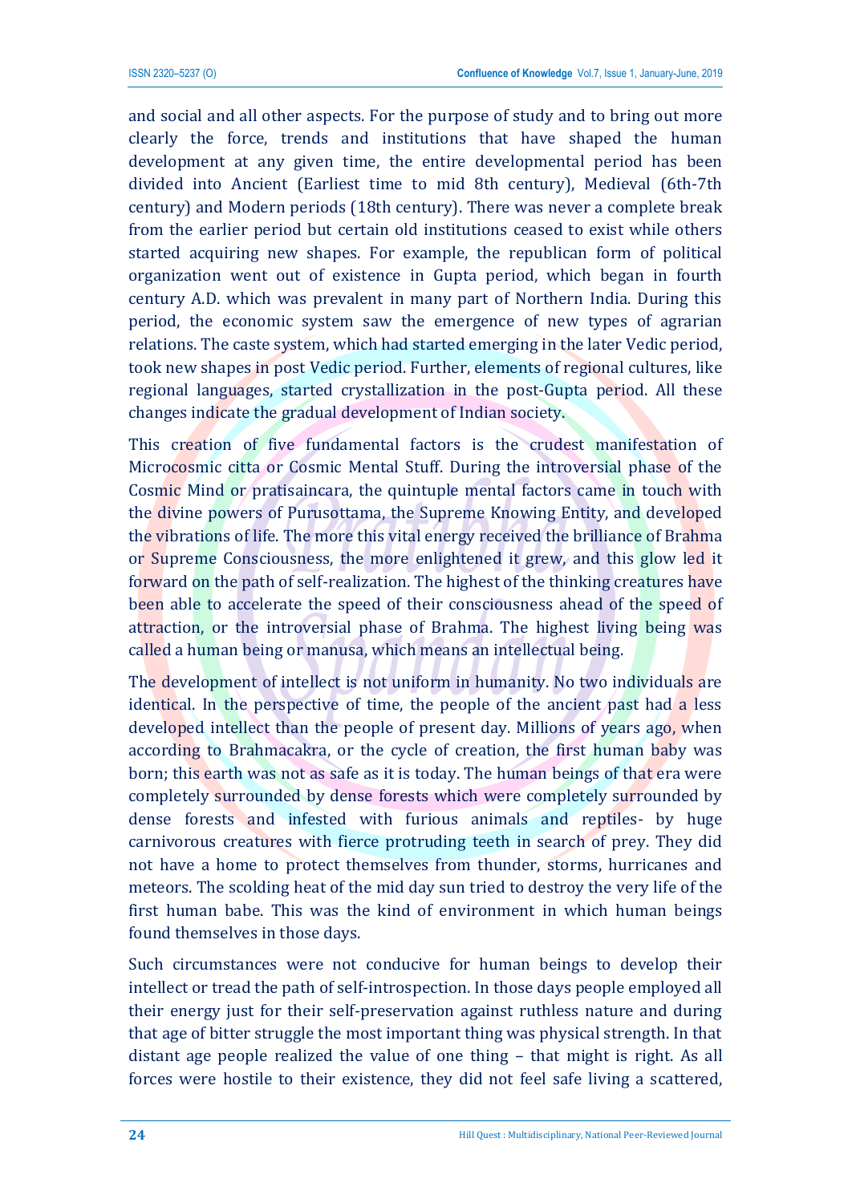and social and all other aspects. For the purpose of study and to bring out more clearly the force, trends and institutions that have shaped the human development at any given time, the entire developmental period has been divided into Ancient (Earliest time to mid 8th century), Medieval (6th-7th century) and Modern periods (18th century). There was never a complete break from the earlier period but certain old institutions ceased to exist while others started acquiring new shapes. For example, the republican form of political organization went out of existence in Gupta period, which began in fourth century A.D. which was prevalent in many part of Northern India. During this period, the economic system saw the emergence of new types of agrarian relations. The caste system, which had started emerging in the later Vedic period, took new shapes in post Vedic period. Further, elements of regional cultures, like regional languages, started crystallization in the post-Gupta period. All these changes indicate the gradual development of Indian society.

This creation of five fundamental factors is the crudest manifestation of Microcosmic citta or Cosmic Mental Stuff. During the introversial phase of the Cosmic Mind or pratisaincara, the quintuple mental factors came in touch with the divine powers of Purusottama, the Supreme Knowing Entity, and developed the vibrations of life. The more this vital energy received the brilliance of Brahma or Supreme Consciousness, the more enlightened it grew, and this glow led it forward on the path of self-realization. The highest of the thinking creatures have been able to accelerate the speed of their consciousness ahead of the speed of attraction, or the introversial phase of Brahma. The highest living being was called a human being or manusa, which means an intellectual being.

The development of intellect is not uniform in humanity. No two individuals are identical. In the perspective of time, the people of the ancient past had a less developed intellect than the people of present day. Millions of years ago, when according to Brahmacakra, or the cycle of creation, the first human baby was born; this earth was not as safe as it is today. The human beings of that era were completely surrounded by dense forests which were completely surrounded by dense forests and infested with furious animals and reptiles- by huge carnivorous creatures with fierce protruding teeth in search of prey. They did not have a home to protect themselves from thunder, storms, hurricanes and meteors. The scolding heat of the mid day sun tried to destroy the very life of the first human babe. This was the kind of environment in which human beings found themselves in those days.

Such circumstances were not conducive for human beings to develop their intellect or tread the path of self-introspection. In those days people employed all their energy just for their self-preservation against ruthless nature and during that age of bitter struggle the most important thing was physical strength. In that distant age people realized the value of one thing – that might is right. As all forces were hostile to their existence, they did not feel safe living a scattered,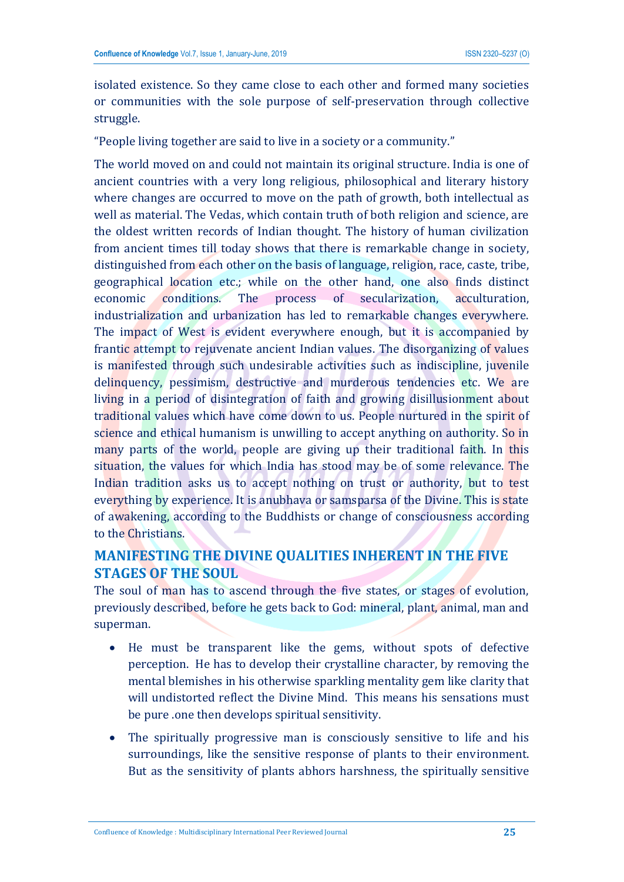isolated existence. So they came close to each other and formed many societies or communities with the sole purpose of self-preservation through collective struggle.

"People living together are said to live in a society or a community."

The world moved on and could not maintain its original structure. India is one of ancient countries with a very long religious, philosophical and literary history where changes are occurred to move on the path of growth, both intellectual as well as material. The Vedas, which contain truth of both religion and science, are the oldest written records of Indian thought. The history of human civilization from ancient times till today shows that there is remarkable change in society, distinguished from each other on the basis of language, religion, race, caste, tribe, geographical location etc.; while on the other hand, one also finds distinct economic conditions. The process of secularization, acculturation, industrialization and urbanization has led to remarkable changes everywhere. The impact of West is evident everywhere enough, but it is accompanied by frantic attempt to rejuvenate ancient Indian values. The disorganizing of values is manifested through such undesirable activities such as indiscipline, juvenile delinquency, pessimism, destructive and murderous tendencies etc. We are living in a period of disintegration of faith and growing disillusionment about traditional values which have come down to us. People nurtured in the spirit of science and ethical humanism is unwilling to accept anything on authority. So in many parts of the world, people are giving up their traditional faith. In this situation, the values for which India has stood may be of some relevance. The Indian tradition asks us to accept nothing on trust or authority, but to test everything by experience. It is anubhava or samsparsa of the Divine. This is state of awakening, according to the Buddhists or change of consciousness according to the Christians.

## MANIFESTING THE DIVINE QUALITIES INHERENT IN THE FIVE STAGES OF THE SOUL

The soul of man has to ascend through the five states, or stages of evolution, previously described, before he gets back to God: mineral, plant, animal, man and superman.

- He must be transparent like the gems, without spots of defective perception. He has to develop their crystalline character, by removing the mental blemishes in his otherwise sparkling mentality gem like clarity that will undistorted reflect the Divine Mind. This means his sensations must be pure .one then develops spiritual sensitivity.
- The spiritually progressive man is consciously sensitive to life and his surroundings, like the sensitive response of plants to their environment. But as the sensitivity of plants abhors harshness, the spiritually sensitive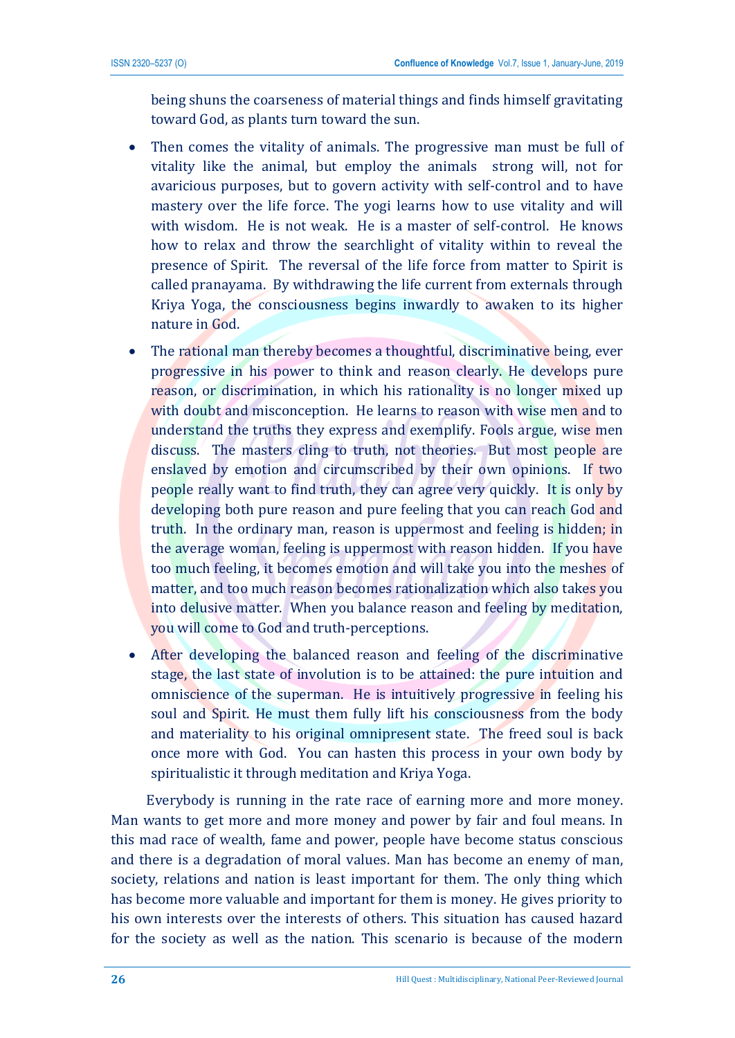being shuns the coarseness of material things and finds himself gravitating toward God, as plants turn toward the sun.

- Then comes the vitality of animals. The progressive man must be full of vitality like the animal, but employ the animals strong will, not for avaricious purposes, but to govern activity with self-control and to have mastery over the life force. The yogi learns how to use vitality and will with wisdom. He is not weak. He is a master of self-control. He knows how to relax and throw the searchlight of vitality within to reveal the presence of Spirit. The reversal of the life force from matter to Spirit is called pranayama. By withdrawing the life current from externals through Kriya Yoga, the consciousness begins inwardly to awaken to its higher nature in God.
- The rational man thereby becomes a thoughtful, discriminative being, ever progressive in his power to think and reason clearly. He develops pure reason, or discrimination, in which his rationality is no longer mixed up with doubt and misconception. He learns to reason with wise men and to understand the truths they express and exemplify. Fools argue, wise men discuss. The masters cling to truth, not theories. But most people are enslaved by emotion and circumscribed by their own opinions. If two people really want to find truth, they can agree very quickly. It is only by developing both pure reason and pure feeling that you can reach God and truth. In the ordinary man, reason is uppermost and feeling is hidden; in the average woman, feeling is uppermost with reason hidden. If you have too much feeling, it becomes emotion and will take you into the meshes of matter, and too much reason becomes rationalization which also takes you into delusive matter. When you balance reason and feeling by meditation, you will come to God and truth-perceptions.
- After developing the balanced reason and feeling of the discriminative stage, the last state of involution is to be attained: the pure intuition and omniscience of the superman. He is intuitively progressive in feeling his soul and Spirit. He must them fully lift his consciousness from the body and materiality to his original omnipresent state. The freed soul is back once more with God. You can hasten this process in your own body by spiritualistic it through meditation and Kriya Yoga.

Everybody is running in the rate race of earning more and more money. Man wants to get more and more money and power by fair and foul means. In this mad race of wealth, fame and power, people have become status conscious and there is a degradation of moral values. Man has become an enemy of man, society, relations and nation is least important for them. The only thing which has become more valuable and important for them is money. He gives priority to his own interests over the interests of others. This situation has caused hazard for the society as well as the nation. This scenario is because of the modern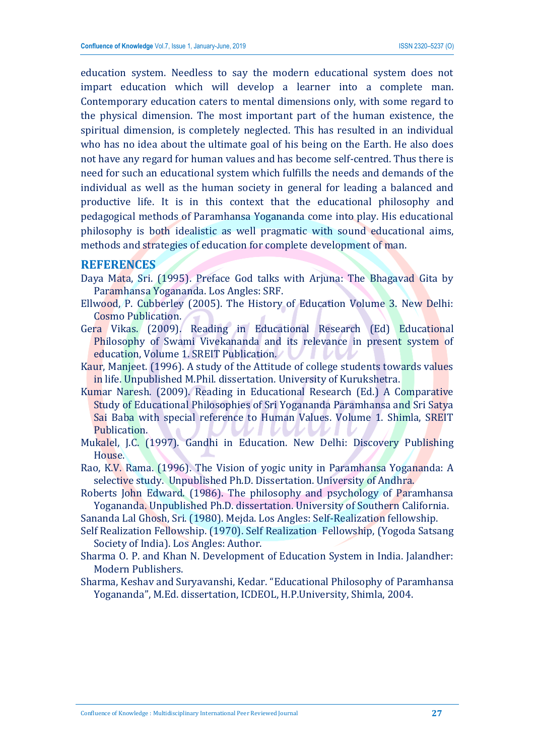education system. Needless to say the modern educational system does not impart education which will develop a learner into a complete man. Contemporary education caters to mental dimensions only, with some regard to the physical dimension. The most important part of the human existence, the spiritual dimension, is completely neglected. This has resulted in an individual who has no idea about the ultimate goal of his being on the Earth. He also does not have any regard for human values and has become self-centred. Thus there is need for such an educational system which fulfills the needs and demands of the individual as well as the human society in general for leading a balanced and productive life. It is in this context that the educational philosophy and pedagogical methods of Paramhansa Yogananda come into play. His educational philosophy is both idealistic as well pragmatic with sound educational aims, methods and strategies of education for complete development of man.

## REFERENCES

Daya Mata, Sri. (1995). Preface God talks with Arjuna: The Bhagavad Gita by Paramhansa Yogananda. Los Angles: SRF.

Ellwood, P. Cubberley (2005). The History of Education Volume 3. New Delhi: Cosmo Publication.

Gera Vikas. (2009). Reading in Educational Research (Ed) Educational Philosophy of Swami Vivekananda and its relevance in present system of education, Volume 1. SREIT Publication.

Kaur, Manjeet. (1996). A study of the Attitude of college students towards values in life. Unpublished M.Phil. dissertation. University of Kurukshetra.

Kumar Naresh. (2009). Reading in Educational Research (Ed.) A Comparative Study of Educational Philosophies of Sri Yogananda Paramhansa and Sri Satya Sai Baba with special reference to Human Values. Volume 1. Shimla, SREIT Publication.

Mukalel, J.C. (1997). Gandhi in Education. New Delhi: Discovery Publishing House.

Rao, K.V. Rama. (1996). The Vision of yogic unity in Paramhansa Yogananda: A selective study. Unpublished Ph.D. Dissertation. University of Andhra.

Roberts John Edward. (1986). The philosophy and psychology of Paramhansa Yogananda. Unpublished Ph.D. dissertation. University of Southern California.

Sananda Lal Ghosh, Sri. (1980). Mejda. Los Angles: Self-Realization fellowship.

Self Realization Fellowship. (1970). Self Realization Fellowship, (Yogoda Satsang Society of India). Los Angles: Author.

Sharma O. P. and Khan N. Development of Education System in India. Jalandher: Modern Publishers.

Sharma, Keshav and Suryavanshi, Kedar. "Educational Philosophy of Paramhansa Yogananda", M.Ed. dissertation, ICDEOL, H.P.University, Shimla, 2004.